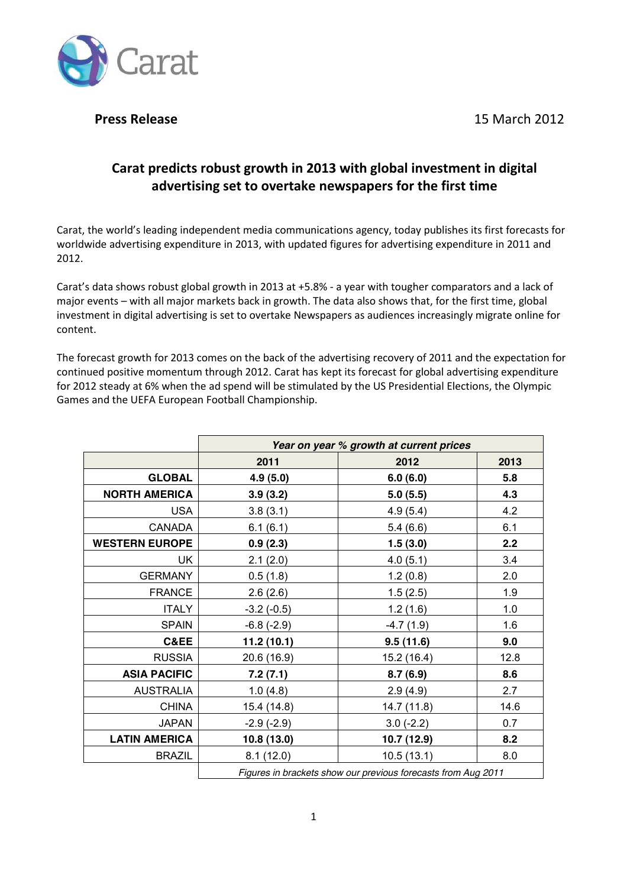**Press Release** 15 March 2012

# Carat predicts robust growth in 2013 with global investment in digital advertising set to overtake newspapers for the first time

Carat, the world's leading independent media communications agency, today publishes its first forecasts for worldwide advertising expenditure in 2013, with updated figures for advertising expenditure in 2011 and 2012.

Carat's data shows robust global growth in 2013 at +5.8% - a year with tougher comparators and a lack of major events – with all major markets back in growth. The data also shows that, for the first time, global investment in digital advertising is set to overtake Newspapers as audiences increasingly migrate online for content.

The forecast growth for 2013 comes on the back of the advertising recovery of 2011 and the expectation for continued positive momentum through 2012. Carat has kept its forecast for global advertising expenditure for 2012 steady at 6% when the ad spend will be stimulated by the US Presidential Elections, the Olympic Games and the UEFA European Football Championship.

| | *Year on year % growth at current prices* | | |
|---|---|---|---|
| | **2011** | **2012** | **2013** |
| **GLOBAL** | **4.9 (5.0)** | **6.0 (6.0)** | **5.8** |
| **NORTH AMERICA** | **3.9 (3.2)** | **5.0 (5.5)** | **4.3** |
| USA | 3.8 (3.1) | 4.9 (5.4) | 4.2 |
| CANADA | 6.1 (6.1) | 5.4 (6.6) | 6.1 |
| **WESTERN EUROPE** | **0.9 (2.3)** | **1.5 (3.0)** | **2.2** |
| UK | 2.1 (2.0) | 4.0 (5.1) | 3.4 |
| GERMANY | 0.5 (1.8) | 1.2 (0.8) | 2.0 |
| FRANCE | 2.6 (2.6) | 1.5 (2.5) | 1.9 |
| ITALY | -3.2 (-0.5) | 1.2 (1.6) | 1.0 |
| SPAIN | -6.8 (-2.9) | -4.7 (1.9) | 1.6 |
| **C&EE** | **11.2 (10.1)** | **9.5 (11.6)** | **9.0** |
| RUSSIA | 20.6 (16.9) | 15.2 (16.4) | 12.8 |
| **ASIA PACIFIC** | **7.2 (7.1)** | **8.7 (6.9)** | **8.6** |
| AUSTRALIA | 1.0 (4.8) | 2.9 (4.9) | 2.7 |
| CHINA | 15.4 (14.8) | 14.7 (11.8) | 14.6 |
| JAPAN | -2.9 (-2.9) | 3.0 (-2.2) | 0.7 |
| **LATIN AMERICA** | **10.8 (13.0)** | **10.7 (12.9)** | **8.2** |
| BRAZIL | 8.1 (12.0) | 10.5 (13.1) | 8.0 |
| | *Figures in brackets show our previous forecasts from Aug 2011* | | |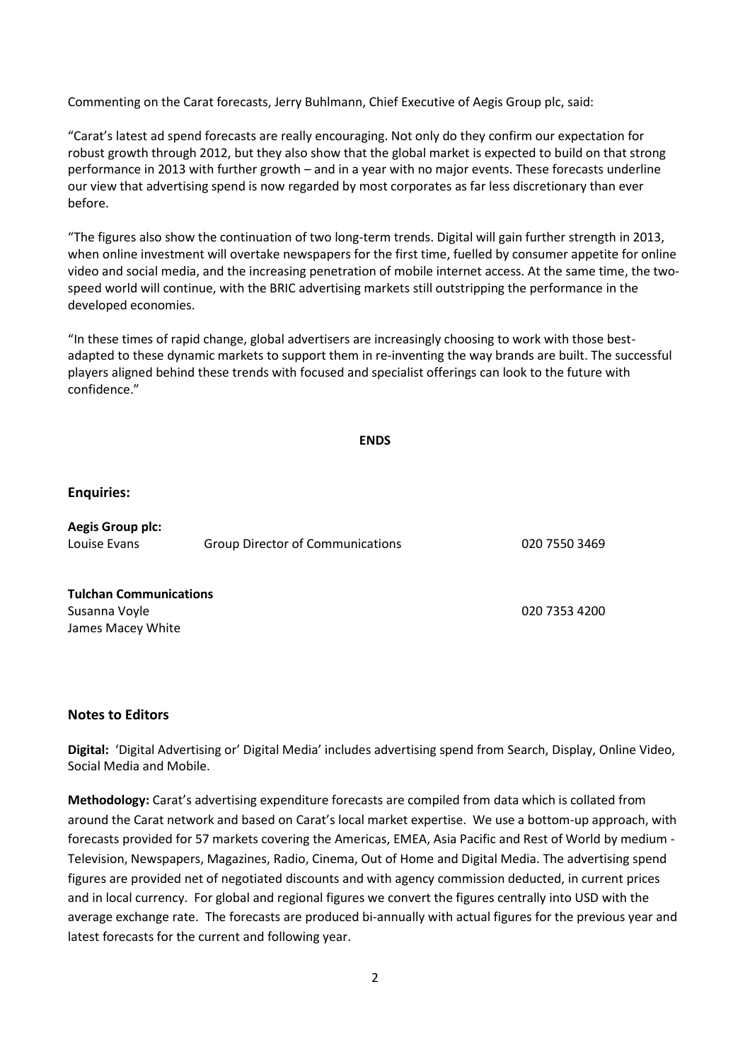Commenting on the Carat forecasts, Jerry Buhlmann, Chief Executive of Aegis Group plc, said:

"Carat's latest ad spend forecasts are really encouraging. Not only do they confirm our expectation for robust growth through 2012, but they also show that the global market is expected to build on that strong performance in 2013 with further growth – and in a year with no major events. These forecasts underline our view that advertising spend is now regarded by most corporates as far less discretionary than ever before.

"The figures also show the continuation of two long-term trends. Digital will gain further strength in 2013, when online investment will overtake newspapers for the first time, fuelled by consumer appetite for online video and social media, and the increasing penetration of mobile internet access. At the same time, the two-speed world will continue, with the BRIC advertising markets still outstripping the performance in the developed economies.

"In these times of rapid change, global advertisers are increasingly choosing to work with those best-adapted to these dynamic markets to support them in re-inventing the way brands are built. The successful players aligned behind these trends with focused and specialist offerings can look to the future with confidence."

**ENDS**

### Enquiries:

**Aegis Group plc:**
Louise Evans — Group Director of Communications — 020 7550 3469

**Tulchan Communications**
Susanna Voyle — 020 7353 4200
James Macey White

### Notes to Editors

**Digital:** 'Digital Advertising or' Digital Media' includes advertising spend from Search, Display, Online Video, Social Media and Mobile.

**Methodology:** Carat's advertising expenditure forecasts are compiled from data which is collated from around the Carat network and based on Carat's local market expertise. We use a bottom-up approach, with forecasts provided for 57 markets covering the Americas, EMEA, Asia Pacific and Rest of World by medium - Television, Newspapers, Magazines, Radio, Cinema, Out of Home and Digital Media. The advertising spend figures are provided net of negotiated discounts and with agency commission deducted, in current prices and in local currency. For global and regional figures we convert the figures centrally into USD with the average exchange rate. The forecasts are produced bi-annually with actual figures for the previous year and latest forecasts for the current and following year.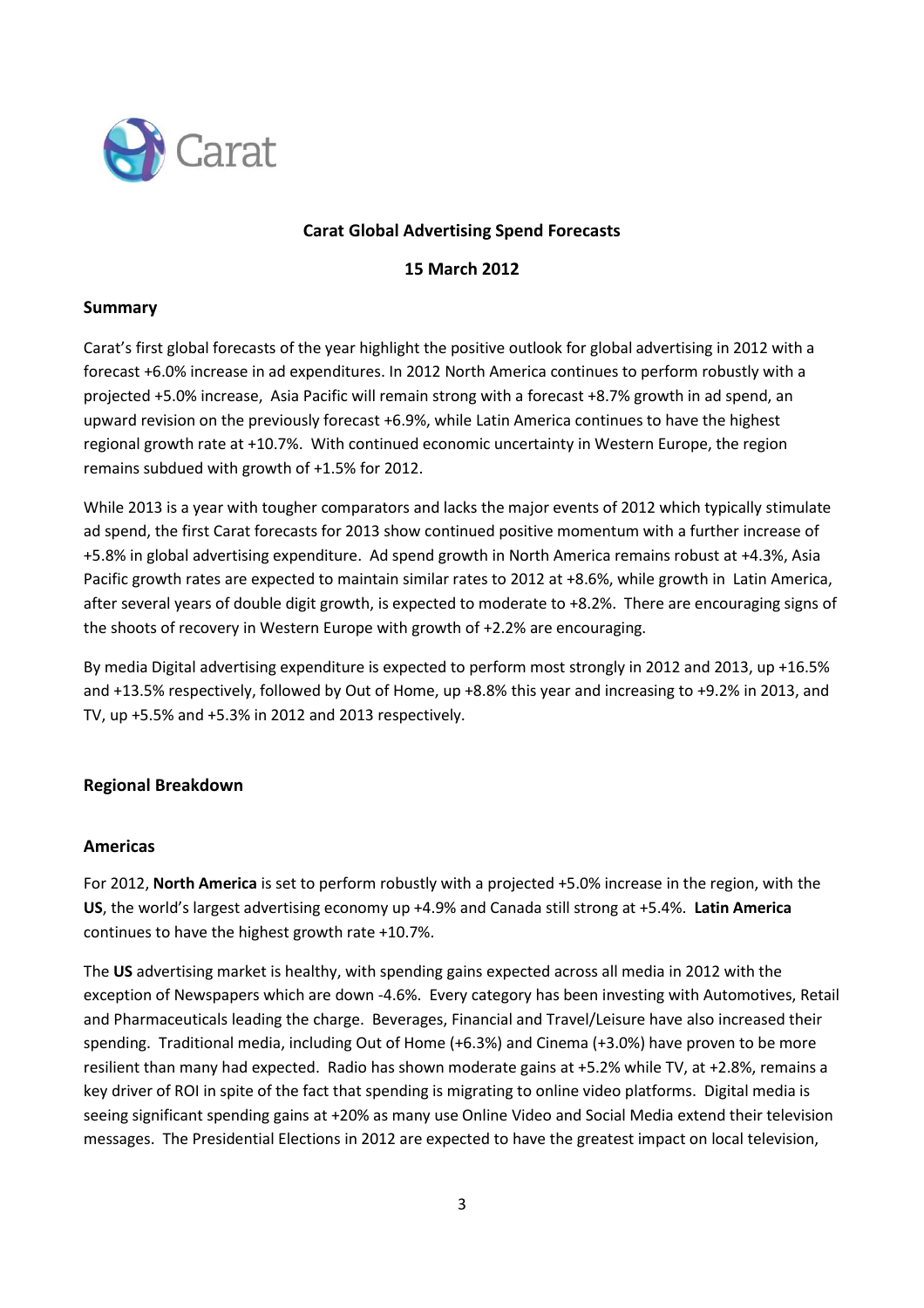**Carat Global Advertising Spend Forecasts**

**15 March 2012**

## Summary

Carat's first global forecasts of the year highlight the positive outlook for global advertising in 2012 with a forecast +6.0% increase in ad expenditures. In 2012 North America continues to perform robustly with a projected +5.0% increase, Asia Pacific will remain strong with a forecast +8.7% growth in ad spend, an upward revision on the previously forecast +6.9%, while Latin America continues to have the highest regional growth rate at +10.7%. With continued economic uncertainty in Western Europe, the region remains subdued with growth of +1.5% for 2012.

While 2013 is a year with tougher comparators and lacks the major events of 2012 which typically stimulate ad spend, the first Carat forecasts for 2013 show continued positive momentum with a further increase of +5.8% in global advertising expenditure. Ad spend growth in North America remains robust at +4.3%, Asia Pacific growth rates are expected to maintain similar rates to 2012 at +8.6%, while growth in Latin America, after several years of double digit growth, is expected to moderate to +8.2%. There are encouraging signs of the shoots of recovery in Western Europe with growth of +2.2% are encouraging.

By media Digital advertising expenditure is expected to perform most strongly in 2012 and 2013, up +16.5% and +13.5% respectively, followed by Out of Home, up +8.8% this year and increasing to +9.2% in 2013, and TV, up +5.5% and +5.3% in 2012 and 2013 respectively.

## Regional Breakdown

### Americas

For 2012, **North America** is set to perform robustly with a projected +5.0% increase in the region, with the **US**, the world's largest advertising economy up +4.9% and Canada still strong at +5.4%. **Latin America** continues to have the highest growth rate +10.7%.

The **US** advertising market is healthy, with spending gains expected across all media in 2012 with the exception of Newspapers which are down -4.6%. Every category has been investing with Automotives, Retail and Pharmaceuticals leading the charge. Beverages, Financial and Travel/Leisure have also increased their spending. Traditional media, including Out of Home (+6.3%) and Cinema (+3.0%) have proven to be more resilient than many had expected. Radio has shown moderate gains at +5.2% while TV, at +2.8%, remains a key driver of ROI in spite of the fact that spending is migrating to online video platforms. Digital media is seeing significant spending gains at +20% as many use Online Video and Social Media extend their television messages. The Presidential Elections in 2012 are expected to have the greatest impact on local television,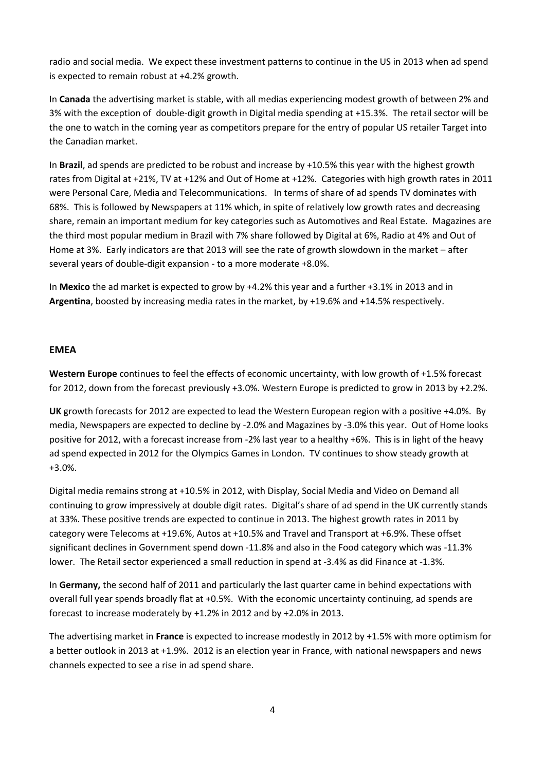radio and social media. We expect these investment patterns to continue in the US in 2013 when ad spend is expected to remain robust at +4.2% growth.

In **Canada** the advertising market is stable, with all medias experiencing modest growth of between 2% and 3% with the exception of double-digit growth in Digital media spending at +15.3%. The retail sector will be the one to watch in the coming year as competitors prepare for the entry of popular US retailer Target into the Canadian market.

In **Brazil**, ad spends are predicted to be robust and increase by +10.5% this year with the highest growth rates from Digital at +21%, TV at +12% and Out of Home at +12%. Categories with high growth rates in 2011 were Personal Care, Media and Telecommunications. In terms of share of ad spends TV dominates with 68%. This is followed by Newspapers at 11% which, in spite of relatively low growth rates and decreasing share, remain an important medium for key categories such as Automotives and Real Estate. Magazines are the third most popular medium in Brazil with 7% share followed by Digital at 6%, Radio at 4% and Out of Home at 3%. Early indicators are that 2013 will see the rate of growth slowdown in the market – after several years of double-digit expansion - to a more moderate +8.0%.

In **Mexico** the ad market is expected to grow by +4.2% this year and a further +3.1% in 2013 and in **Argentina**, boosted by increasing media rates in the market, by +19.6% and +14.5% respectively.

## EMEA

**Western Europe** continues to feel the effects of economic uncertainty, with low growth of +1.5% forecast for 2012, down from the forecast previously +3.0%. Western Europe is predicted to grow in 2013 by +2.2%.

**UK** growth forecasts for 2012 are expected to lead the Western European region with a positive +4.0%. By media, Newspapers are expected to decline by -2.0% and Magazines by -3.0% this year. Out of Home looks positive for 2012, with a forecast increase from -2% last year to a healthy +6%. This is in light of the heavy ad spend expected in 2012 for the Olympics Games in London. TV continues to show steady growth at +3.0%.

Digital media remains strong at +10.5% in 2012, with Display, Social Media and Video on Demand all continuing to grow impressively at double digit rates. Digital's share of ad spend in the UK currently stands at 33%. These positive trends are expected to continue in 2013. The highest growth rates in 2011 by category were Telecoms at +19.6%, Autos at +10.5% and Travel and Transport at +6.9%. These offset significant declines in Government spend down -11.8% and also in the Food category which was -11.3% lower. The Retail sector experienced a small reduction in spend at -3.4% as did Finance at -1.3%.

In **Germany,** the second half of 2011 and particularly the last quarter came in behind expectations with overall full year spends broadly flat at +0.5%. With the economic uncertainty continuing, ad spends are forecast to increase moderately by +1.2% in 2012 and by +2.0% in 2013.

The advertising market in **France** is expected to increase modestly in 2012 by +1.5% with more optimism for a better outlook in 2013 at +1.9%. 2012 is an election year in France, with national newspapers and news channels expected to see a rise in ad spend share.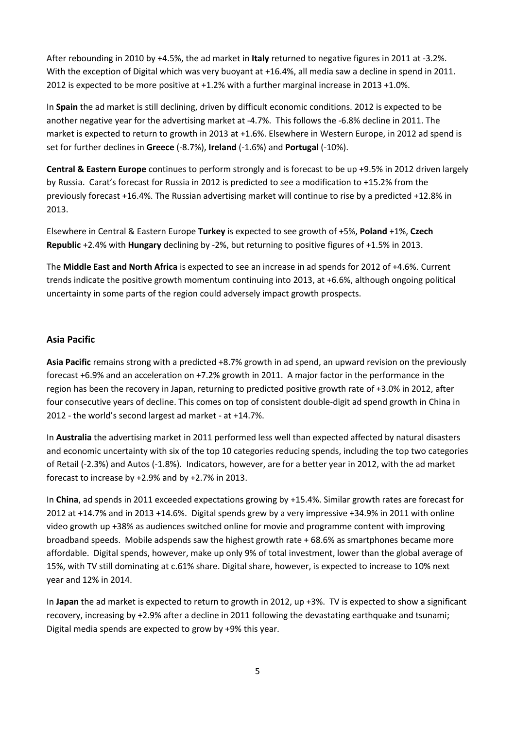After rebounding in 2010 by +4.5%, the ad market in **Italy** returned to negative figures in 2011 at -3.2%. With the exception of Digital which was very buoyant at +16.4%, all media saw a decline in spend in 2011. 2012 is expected to be more positive at +1.2% with a further marginal increase in 2013 +1.0%.

In **Spain** the ad market is still declining, driven by difficult economic conditions. 2012 is expected to be another negative year for the advertising market at -4.7%. This follows the -6.8% decline in 2011. The market is expected to return to growth in 2013 at +1.6%. Elsewhere in Western Europe, in 2012 ad spend is set for further declines in **Greece** (-8.7%), **Ireland** (-1.6%) and **Portugal** (-10%).

**Central & Eastern Europe** continues to perform strongly and is forecast to be up +9.5% in 2012 driven largely by Russia. Carat's forecast for Russia in 2012 is predicted to see a modification to +15.2% from the previously forecast +16.4%. The Russian advertising market will continue to rise by a predicted +12.8% in 2013.

Elsewhere in Central & Eastern Europe **Turkey** is expected to see growth of +5%, **Poland** +1%, **Czech Republic** +2.4% with **Hungary** declining by -2%, but returning to positive figures of +1.5% in 2013.

The **Middle East and North Africa** is expected to see an increase in ad spends for 2012 of +4.6%. Current trends indicate the positive growth momentum continuing into 2013, at +6.6%, although ongoing political uncertainty in some parts of the region could adversely impact growth prospects.

## Asia Pacific

**Asia Pacific** remains strong with a predicted +8.7% growth in ad spend, an upward revision on the previously forecast +6.9% and an acceleration on +7.2% growth in 2011. A major factor in the performance in the region has been the recovery in Japan, returning to predicted positive growth rate of +3.0% in 2012, after four consecutive years of decline. This comes on top of consistent double-digit ad spend growth in China in 2012 - the world's second largest ad market - at +14.7%.

In **Australia** the advertising market in 2011 performed less well than expected affected by natural disasters and economic uncertainty with six of the top 10 categories reducing spends, including the top two categories of Retail (-2.3%) and Autos (-1.8%). Indicators, however, are for a better year in 2012, with the ad market forecast to increase by +2.9% and by +2.7% in 2013.

In **China**, ad spends in 2011 exceeded expectations growing by +15.4%. Similar growth rates are forecast for 2012 at +14.7% and in 2013 +14.6%. Digital spends grew by a very impressive +34.9% in 2011 with online video growth up +38% as audiences switched online for movie and programme content with improving broadband speeds. Mobile adspends saw the highest growth rate + 68.6% as smartphones became more affordable. Digital spends, however, make up only 9% of total investment, lower than the global average of 15%, with TV still dominating at c.61% share. Digital share, however, is expected to increase to 10% next year and 12% in 2014.

In **Japan** the ad market is expected to return to growth in 2012, up +3%. TV is expected to show a significant recovery, increasing by +2.9% after a decline in 2011 following the devastating earthquake and tsunami; Digital media spends are expected to grow by +9% this year.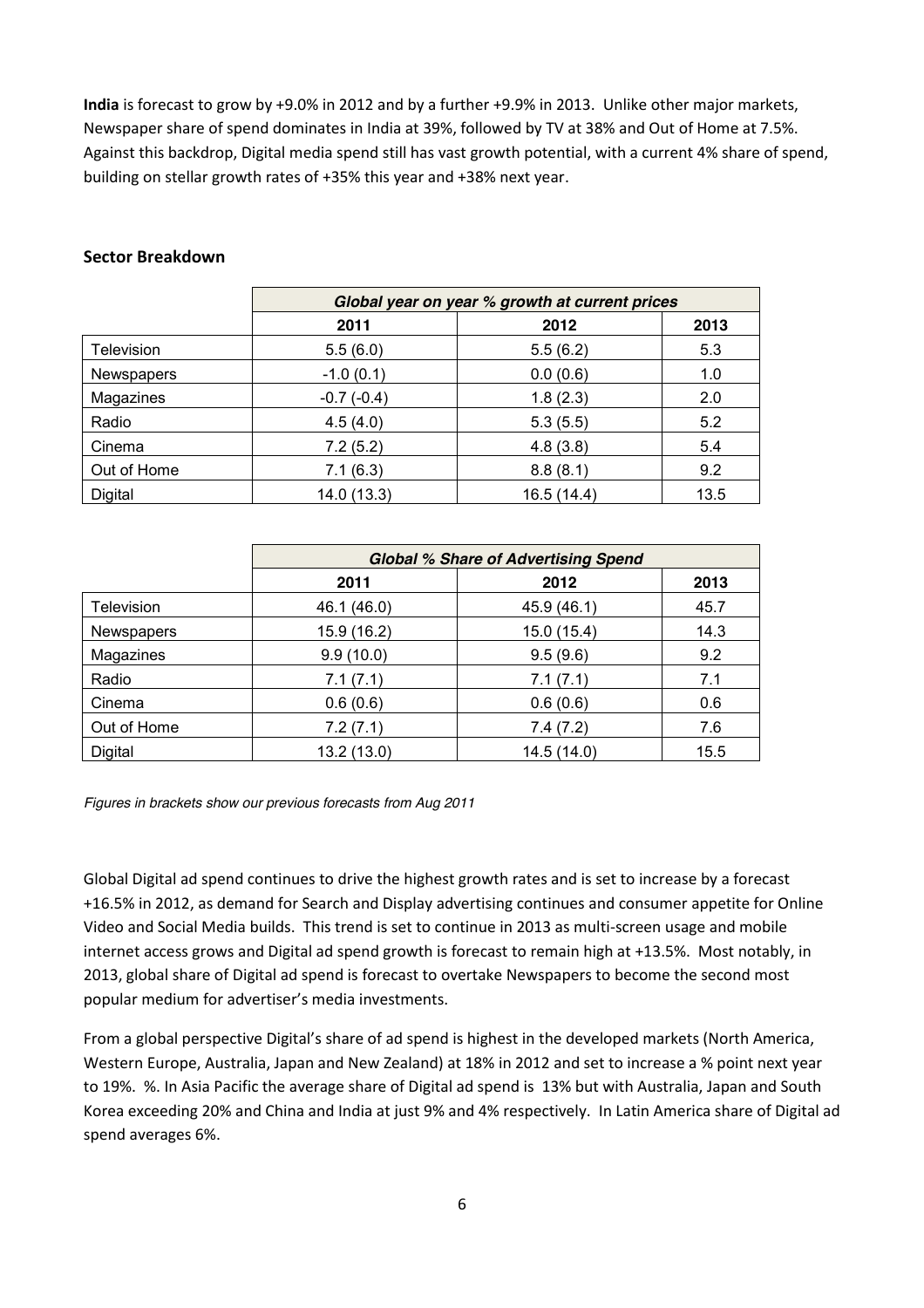**India** is forecast to grow by +9.0% in 2012 and by a further +9.9% in 2013. Unlike other major markets, Newspaper share of spend dominates in India at 39%, followed by TV at 38% and Out of Home at 7.5%. Against this backdrop, Digital media spend still has vast growth potential, with a current 4% share of spend, building on stellar growth rates of +35% this year and +38% next year.

### Sector Breakdown

| | *Global year on year % growth at current prices* | | |
|---|---|---|---|
| | **2011** | **2012** | **2013** |
| Television | 5.5 (6.0) | 5.5 (6.2) | 5.3 |
| Newspapers | -1.0 (0.1) | 0.0 (0.6) | 1.0 |
| Magazines | -0.7 (-0.4) | 1.8 (2.3) | 2.0 |
| Radio | 4.5 (4.0) | 5.3 (5.5) | 5.2 |
| Cinema | 7.2 (5.2) | 4.8 (3.8) | 5.4 |
| Out of Home | 7.1 (6.3) | 8.8 (8.1) | 9.2 |
| Digital | 14.0 (13.3) | 16.5 (14.4) | 13.5 |

| | *Global % Share of Advertising Spend* | | |
|---|---|---|---|
| | **2011** | **2012** | **2013** |
| Television | 46.1 (46.0) | 45.9 (46.1) | 45.7 |
| Newspapers | 15.9 (16.2) | 15.0 (15.4) | 14.3 |
| Magazines | 9.9 (10.0) | 9.5 (9.6) | 9.2 |
| Radio | 7.1 (7.1) | 7.1 (7.1) | 7.1 |
| Cinema | 0.6 (0.6) | 0.6 (0.6) | 0.6 |
| Out of Home | 7.2 (7.1) | 7.4 (7.2) | 7.6 |
| Digital | 13.2 (13.0) | 14.5 (14.0) | 15.5 |

*Figures in brackets show our previous forecasts from Aug 2011*

Global Digital ad spend continues to drive the highest growth rates and is set to increase by a forecast +16.5% in 2012, as demand for Search and Display advertising continues and consumer appetite for Online Video and Social Media builds. This trend is set to continue in 2013 as multi-screen usage and mobile internet access grows and Digital ad spend growth is forecast to remain high at +13.5%. Most notably, in 2013, global share of Digital ad spend is forecast to overtake Newspapers to become the second most popular medium for advertiser's media investments.

From a global perspective Digital's share of ad spend is highest in the developed markets (North America, Western Europe, Australia, Japan and New Zealand) at 18% in 2012 and set to increase a % point next year to 19%. %. In Asia Pacific the average share of Digital ad spend is 13% but with Australia, Japan and South Korea exceeding 20% and China and India at just 9% and 4% respectively. In Latin America share of Digital ad spend averages 6%.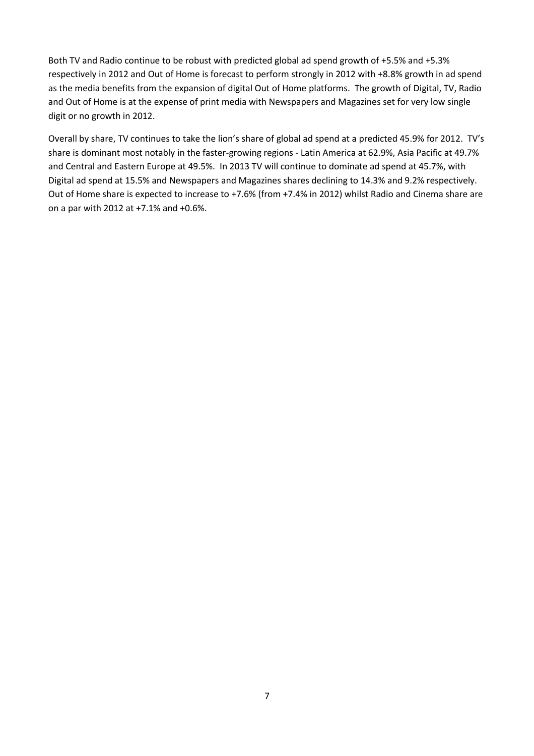Both TV and Radio continue to be robust with predicted global ad spend growth of +5.5% and +5.3% respectively in 2012 and Out of Home is forecast to perform strongly in 2012 with +8.8% growth in ad spend as the media benefits from the expansion of digital Out of Home platforms. The growth of Digital, TV, Radio and Out of Home is at the expense of print media with Newspapers and Magazines set for very low single digit or no growth in 2012.

Overall by share, TV continues to take the lion's share of global ad spend at a predicted 45.9% for 2012. TV's share is dominant most notably in the faster-growing regions - Latin America at 62.9%, Asia Pacific at 49.7% and Central and Eastern Europe at 49.5%. In 2013 TV will continue to dominate ad spend at 45.7%, with Digital ad spend at 15.5% and Newspapers and Magazines shares declining to 14.3% and 9.2% respectively. Out of Home share is expected to increase to +7.6% (from +7.4% in 2012) whilst Radio and Cinema share are on a par with 2012 at +7.1% and +0.6%.